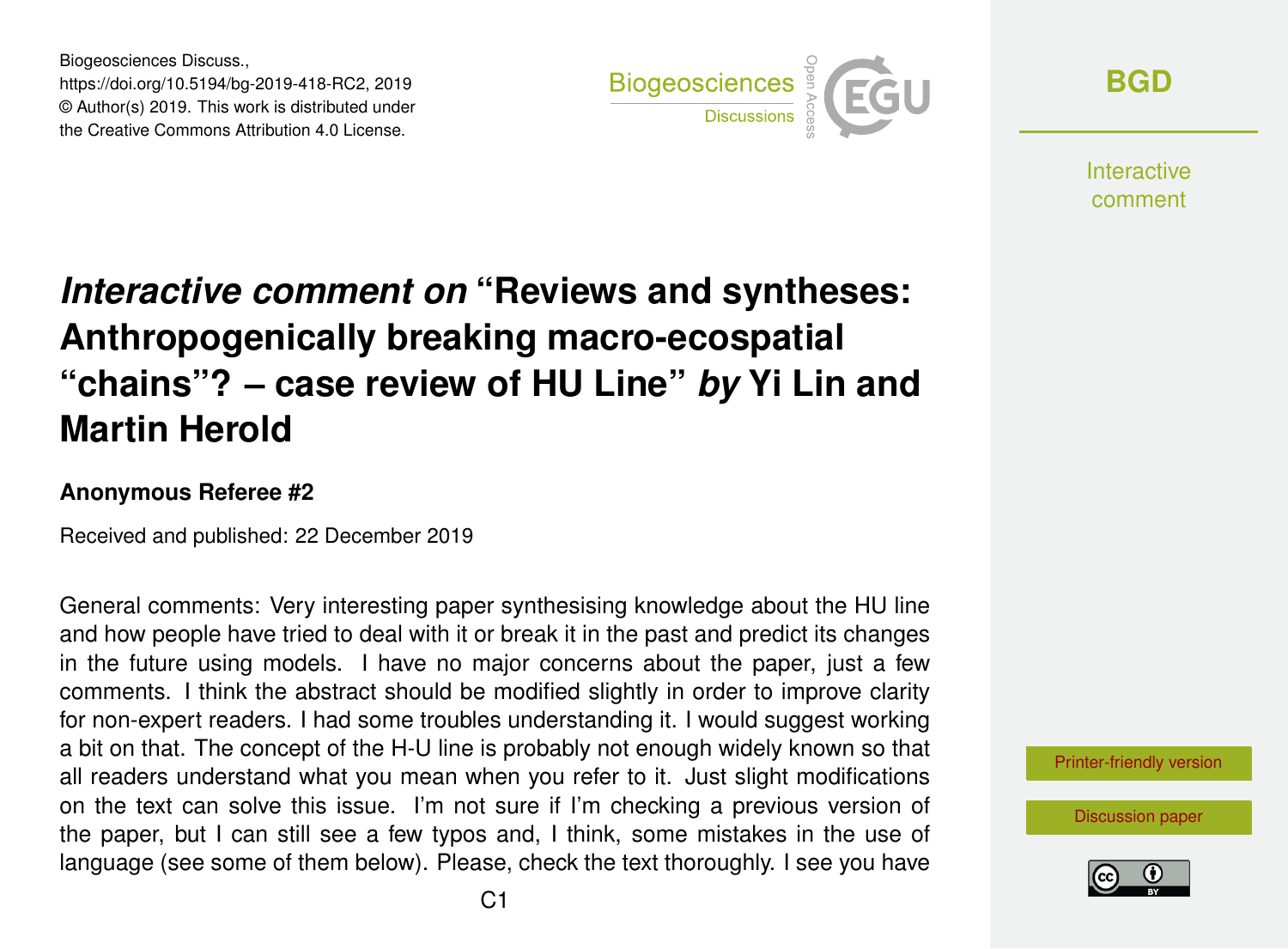# *Interactive comment on* "Reviews and syntheses: Anthropogenically breaking macro-ecospatial "chains"? – case review of HU Line" *by* Yi Lin and Martin Herold

**Anonymous Referee #2**

Received and published: 22 December 2019

General comments: Very interesting paper synthesising knowledge about the HU line and how people have tried to deal with it or break it in the past and predict its changes in the future using models. I have no major concerns about the paper, just a few comments. I think the abstract should be modified slightly in order to improve clarity for non-expert readers. I had some troubles understanding it. I would suggest working a bit on that. The concept of the H-U line is probably not enough widely known so that all readers understand what you mean when you refer to it. Just slight modifications on the text can solve this issue. I'm not sure if I'm checking a previous version of the paper, but I can still see a few typos and, I think, some mistakes in the use of language (see some of them below). Please, check the text thoroughly. I see you have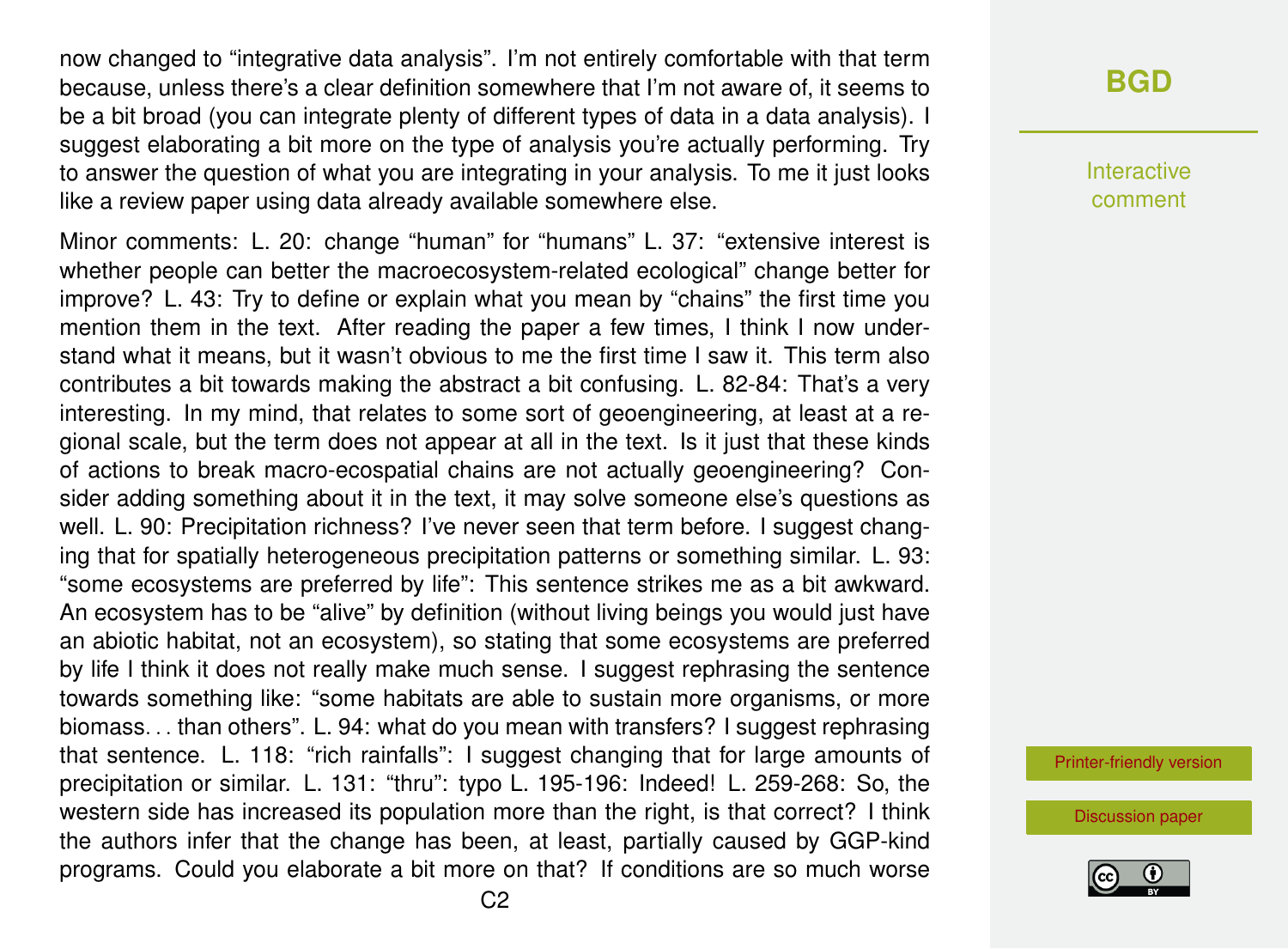now changed to "integrative data analysis". I'm not entirely comfortable with that term because, unless there's a clear definition somewhere that I'm not aware of, it seems to be a bit broad (you can integrate plenty of different types of data in a data analysis). I suggest elaborating a bit more on the type of analysis you're actually performing. Try to answer the question of what you are integrating in your analysis. To me it just looks like a review paper using data already available somewhere else.

Minor comments: L. 20: change "human" for "humans" L. 37: "extensive interest is whether people can better the macroecosystem-related ecological" change better for improve? L. 43: Try to define or explain what you mean by "chains" the first time you mention them in the text. After reading the paper a few times, I think I now understand what it means, but it wasn't obvious to me the first time I saw it. This term also contributes a bit towards making the abstract a bit confusing. L. 82-84: That's a very interesting. In my mind, that relates to some sort of geoengineering, at least at a regional scale, but the term does not appear at all in the text. Is it just that these kinds of actions to break macro-ecospatial chains are not actually geoengineering? Consider adding something about it in the text, it may solve someone else's questions as well. L. 90: Precipitation richness? I've never seen that term before. I suggest changing that for spatially heterogeneous precipitation patterns or something similar. L. 93: "some ecosystems are preferred by life": This sentence strikes me as a bit awkward. An ecosystem has to be "alive" by definition (without living beings you would just have an abiotic habitat, not an ecosystem), so stating that some ecosystems are preferred by life I think it does not really make much sense. I suggest rephrasing the sentence towards something like: "some habitats are able to sustain more organisms, or more biomass... than others". L. 94: what do you mean with transfers? I suggest rephrasing that sentence. L. 118: "rich rainfalls": I suggest changing that for large amounts of precipitation or similar. L. 131: "thru": typo L. 195-196: Indeed! L. 259-268: So, the western side has increased its population more than the right, is that correct? I think the authors infer that the change has been, at least, partially caused by GGP-kind programs. Could you elaborate a bit more on that? If conditions are so much worse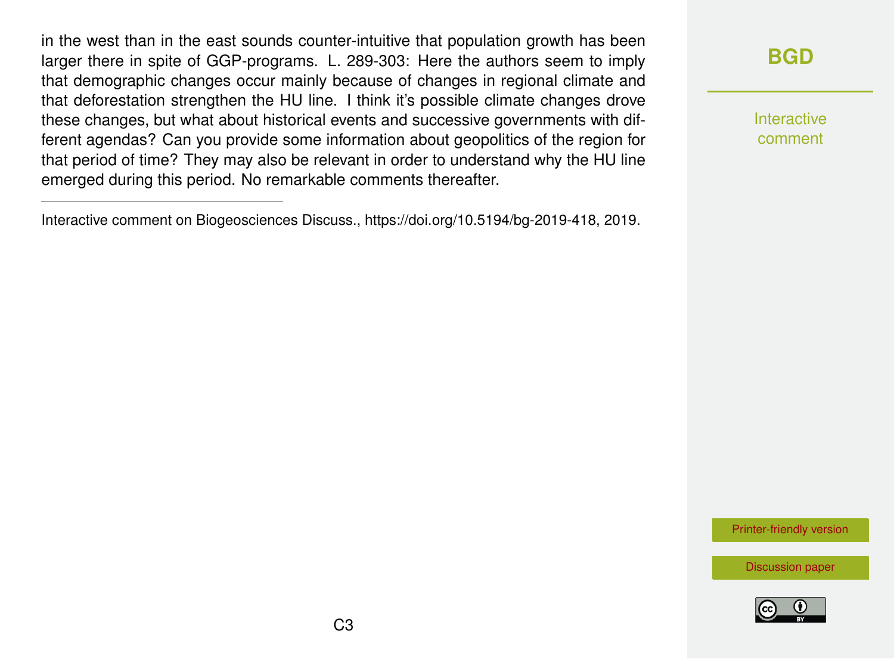in the west than in the east sounds counter-intuitive that population growth has been larger there in spite of GGP-programs. L. 289-303: Here the authors seem to imply that demographic changes occur mainly because of changes in regional climate and that deforestation strengthen the HU line. I think it's possible climate changes drove these changes, but what about historical events and successive governments with different agendas? Can you provide some information about geopolitics of the region for that period of time? They may also be relevant in order to understand why the HU line emerged during this period. No remarkable comments thereafter.

---

Interactive comment on Biogeosciences Discuss., https://doi.org/10.5194/bg-2019-418, 2019.